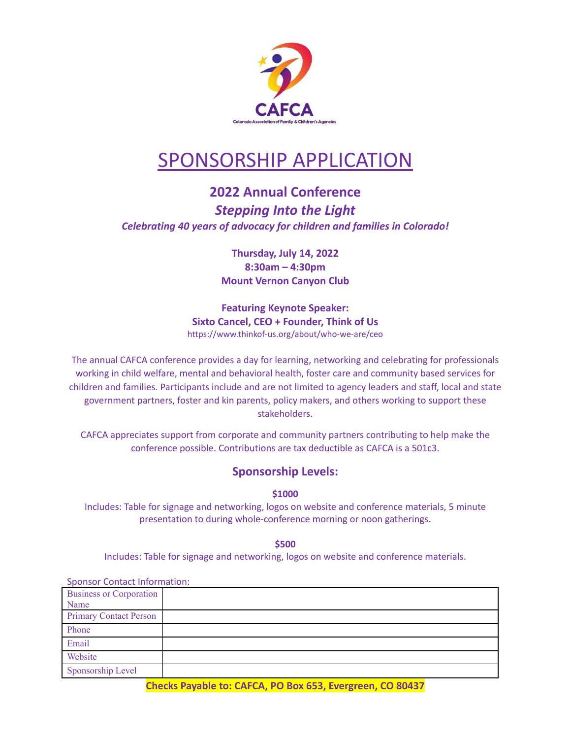CAFCA

Colorado Association of Family & Children's Agencies

# SPONSORSHIP APPLICATION

## 2022 Annual Conference

## *Stepping Into the Light*

***Celebrating 40 years of advocacy for children and families in Colorado!***

**Thursday, July 14, 2022**
**8:30am – 4:30pm**
**Mount Vernon Canyon Club**

**Featuring Keynote Speaker:**
**Sixto Cancel, CEO + Founder, Think of Us**
https://www.thinkof-us.org/about/who-we-are/ceo

The annual CAFCA conference provides a day for learning, networking and celebrating for professionals working in child welfare, mental and behavioral health, foster care and community based services for children and families. Participants include and are not limited to agency leaders and staff, local and state government partners, foster and kin parents, policy makers, and others working to support these stakeholders.

CAFCA appreciates support from corporate and community partners contributing to help make the conference possible. Contributions are tax deductible as CAFCA is a 501c3.

## Sponsorship Levels:

**$1000**

Includes: Table for signage and networking, logos on website and conference materials, 5 minute presentation to during whole-conference morning or noon gatherings.

**$500**

Includes: Table for signage and networking, logos on website and conference materials.

Sponsor Contact Information:

| Business or Corporation Name | |
|---|---|
| Primary Contact Person | |
| Phone | |
| Email | |
| Website | |
| Sponsorship Level | |

**Checks Payable to: CAFCA, PO Box 653, Evergreen, CO 80437**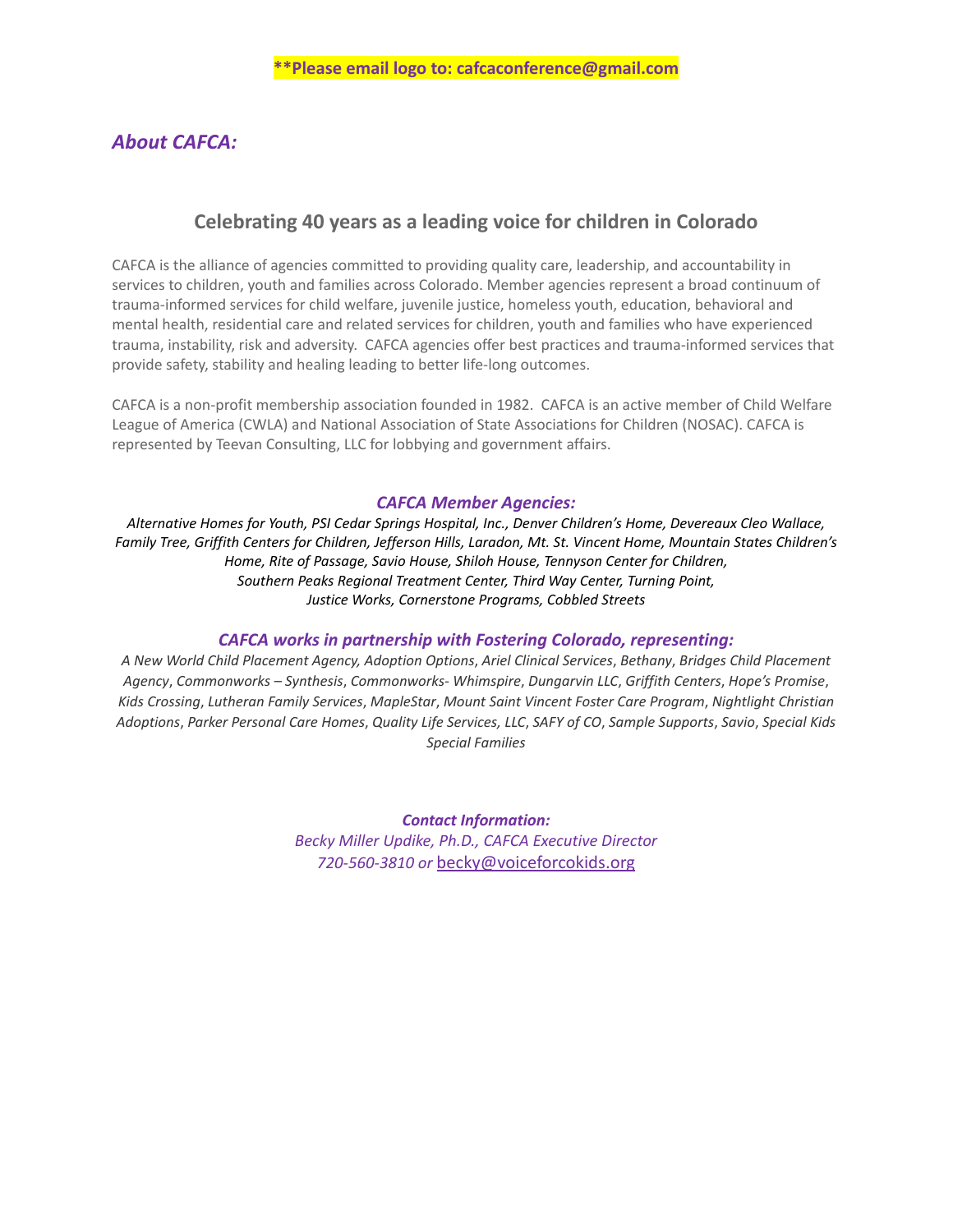**\*\*Please email logo to: cafcaconference@gmail.com**

## *About CAFCA:*

### Celebrating 40 years as a leading voice for children in Colorado

CAFCA is the alliance of agencies committed to providing quality care, leadership, and accountability in services to children, youth and families across Colorado. Member agencies represent a broad continuum of trauma-informed services for child welfare, juvenile justice, homeless youth, education, behavioral and mental health, residential care and related services for children, youth and families who have experienced trauma, instability, risk and adversity. CAFCA agencies offer best practices and trauma-informed services that provide safety, stability and healing leading to better life-long outcomes.

CAFCA is a non-profit membership association founded in 1982. CAFCA is an active member of Child Welfare League of America (CWLA) and National Association of State Associations for Children (NOSAC). CAFCA is represented by Teevan Consulting, LLC for lobbying and government affairs.

***CAFCA Member Agencies:***

*Alternative Homes for Youth, PSI Cedar Springs Hospital, Inc., Denver Children's Home, Devereaux Cleo Wallace, Family Tree, Griffith Centers for Children, Jefferson Hills, Laradon, Mt. St. Vincent Home, Mountain States Children's Home, Rite of Passage, Savio House, Shiloh House, Tennyson Center for Children, Southern Peaks Regional Treatment Center, Third Way Center, Turning Point, Justice Works, Cornerstone Programs, Cobbled Streets*

***CAFCA works in partnership with Fostering Colorado, representing:***

*A New World Child Placement Agency, Adoption Options, Ariel Clinical Services, Bethany, Bridges Child Placement Agency, Commonworks – Synthesis, Commonworks- Whimspire, Dungarvin LLC, Griffith Centers, Hope's Promise, Kids Crossing, Lutheran Family Services, MapleStar, Mount Saint Vincent Foster Care Program, Nightlight Christian Adoptions, Parker Personal Care Homes, Quality Life Services, LLC, SAFY of CO, Sample Supports, Savio, Special Kids Special Families*

***Contact Information:***

*Becky Miller Updike, Ph.D., CAFCA Executive Director*

*720-560-3810 or* becky@voiceforcokids.org